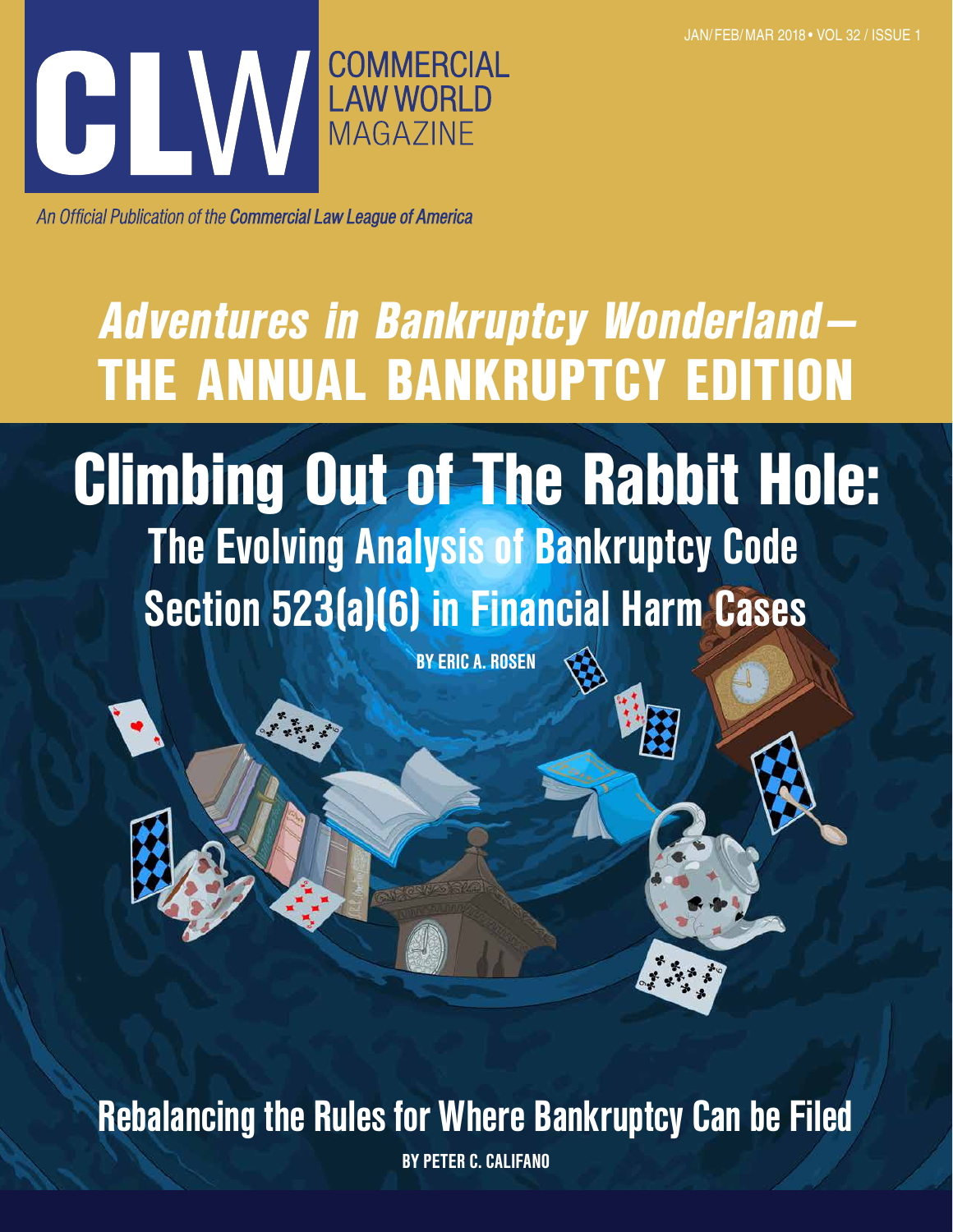JAN/FEB/MAR 2018 • VOL 32 / ISSUE 1

# CLW COMMERCIAL LAW WORLD MAGAZINE

*An Official Publication of the **Commercial Law League of America***

## *Adventures in Bankruptcy Wonderland*— THE ANNUAL BANKRUPTCY EDITION

# Climbing Out of The Rabbit Hole:

## The Evolving Analysis of Bankruptcy Code Section 523(a)(6) in Financial Harm Cases

**BY ERIC A. ROSEN**

## Rebalancing the Rules for Where Bankruptcy Can be Filed

**BY PETER C. CALIFANO**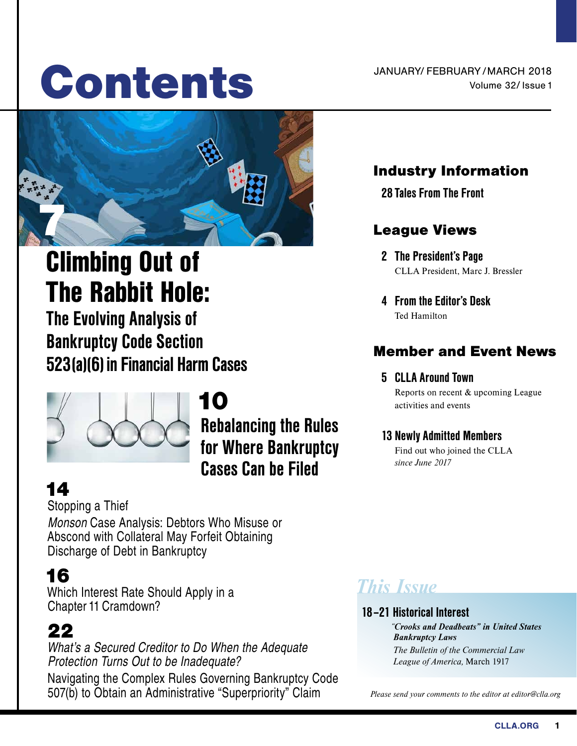# Contents

JANUARY/ FEBRUARY / MARCH 2018
Volume 32/ Issue 1

## 7

## Climbing Out of The Rabbit Hole:

### The Evolving Analysis of Bankruptcy Code Section 523(a)(6) in Financial Harm Cases

## 10

### Rebalancing the Rules for Where Bankruptcy Cases Can be Filed

## 14

Stopping a Thief

*Monson* Case Analysis: Debtors Who Misuse or Abscond with Collateral May Forfeit Obtaining Discharge of Debt in Bankruptcy

## 16

Which Interest Rate Should Apply in a Chapter 11 Cramdown?

## 22

*What's a Secured Creditor to Do When the Adequate Protection Turns Out to be Inadequate?*

Navigating the Complex Rules Governing Bankruptcy Code 507(b) to Obtain an Administrative "Superpriority" Claim

## Industry Information

**28 Tales From The Front**

## League Views

**2 The President's Page**
CLLA President, Marc J. Bressler

**4 From the Editor's Desk**
Ted Hamilton

## Member and Event News

**5 CLLA Around Town**
Reports on recent & upcoming League activities and events

**13 Newly Admitted Members**
Find out who joined the CLLA *since June 2017*

## *This Issue*

**18–21 Historical Interest**

***"Crooks and Deadbeats" in United States Bankruptcy Laws***
*The Bulletin of the Commercial Law League of America,* March 1917

*Please send your comments to the editor at editor@clla.org*